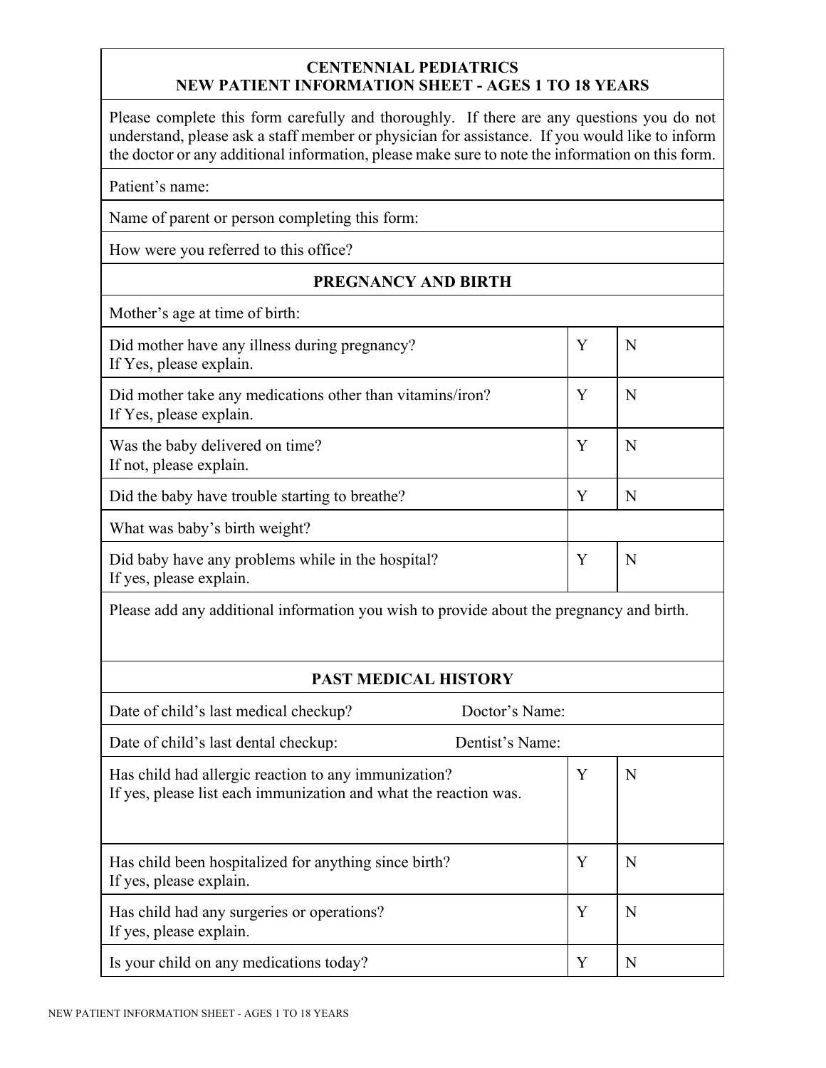# CENTENNIAL PEDIATRICS
## NEW PATIENT INFORMATION SHEET - AGES 1 TO 18 YEARS

Please complete this form carefully and thoroughly. If there are any questions you do not understand, please ask a staff member or physician for assistance. If you would like to inform the doctor or any additional information, please make sure to note the information on this form.

| | | |
|---|---|---|
| Patient's name: | | |
| Name of parent or person completing this form: | | |
| How were you referred to this office? | | |
| **PREGNANCY AND BIRTH** | | |
| Mother's age at time of birth: | | |
| Did mother have any illness during pregnancy?<br>If Yes, please explain. | Y | N |
| Did mother take any medications other than vitamins/iron?<br>If Yes, please explain. | Y | N |
| Was the baby delivered on time?<br>If not, please explain. | Y | N |
| Did the baby have trouble starting to breathe? | Y | N |
| What was baby's birth weight? | | |
| Did baby have any problems while in the hospital?<br>If yes, please explain. | Y | N |
| Please add any additional information you wish to provide about the pregnancy and birth. | | |
| **PAST MEDICAL HISTORY** | | |
| Date of child's last medical checkup? Doctor's Name: | | |
| Date of child's last dental checkup: Dentist's Name: | | |
| Has child had allergic reaction to any immunization?<br>If yes, please list each immunization and what the reaction was. | Y | N |
| Has child been hospitalized for anything since birth?<br>If yes, please explain. | Y | N |
| Has child had any surgeries or operations?<br>If yes, please explain. | Y | N |
| Is your child on any medications today? | Y | N |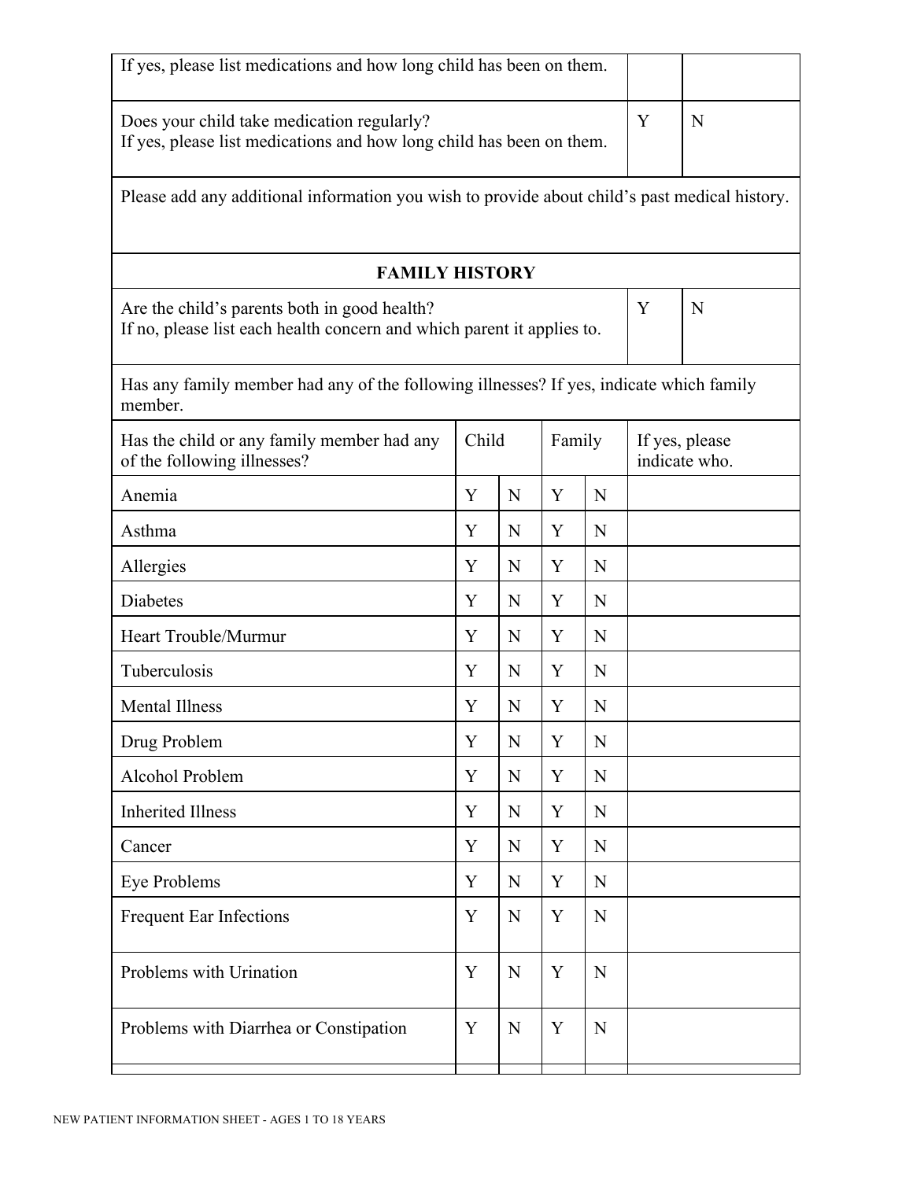| | | |
|---|---|---|
| If yes, please list medications and how long child has been on them. | | |
| Does your child take medication regularly?<br>If yes, please list medications and how long child has been on them. | Y | N |

Please add any additional information you wish to provide about child's past medical history.

## FAMILY HISTORY

| | | |
|---|---|---|
| Are the child's parents both in good health?<br>If no, please list each health concern and which parent it applies to. | Y | N |

Has any family member had any of the following illnesses? If yes, indicate which family member.

| Has the child or any family member had any of the following illnesses? | Child | | Family | | If yes, please indicate who. |
|---|---|---|---|---|---|
| Anemia | Y | N | Y | N | |
| Asthma | Y | N | Y | N | |
| Allergies | Y | N | Y | N | |
| Diabetes | Y | N | Y | N | |
| Heart Trouble/Murmur | Y | N | Y | N | |
| Tuberculosis | Y | N | Y | N | |
| Mental Illness | Y | N | Y | N | |
| Drug Problem | Y | N | Y | N | |
| Alcohol Problem | Y | N | Y | N | |
| Inherited Illness | Y | N | Y | N | |
| Cancer | Y | N | Y | N | |
| Eye Problems | Y | N | Y | N | |
| Frequent Ear Infections | Y | N | Y | N | |
| Problems with Urination | Y | N | Y | N | |
| Problems with Diarrhea or Constipation | Y | N | Y | N | |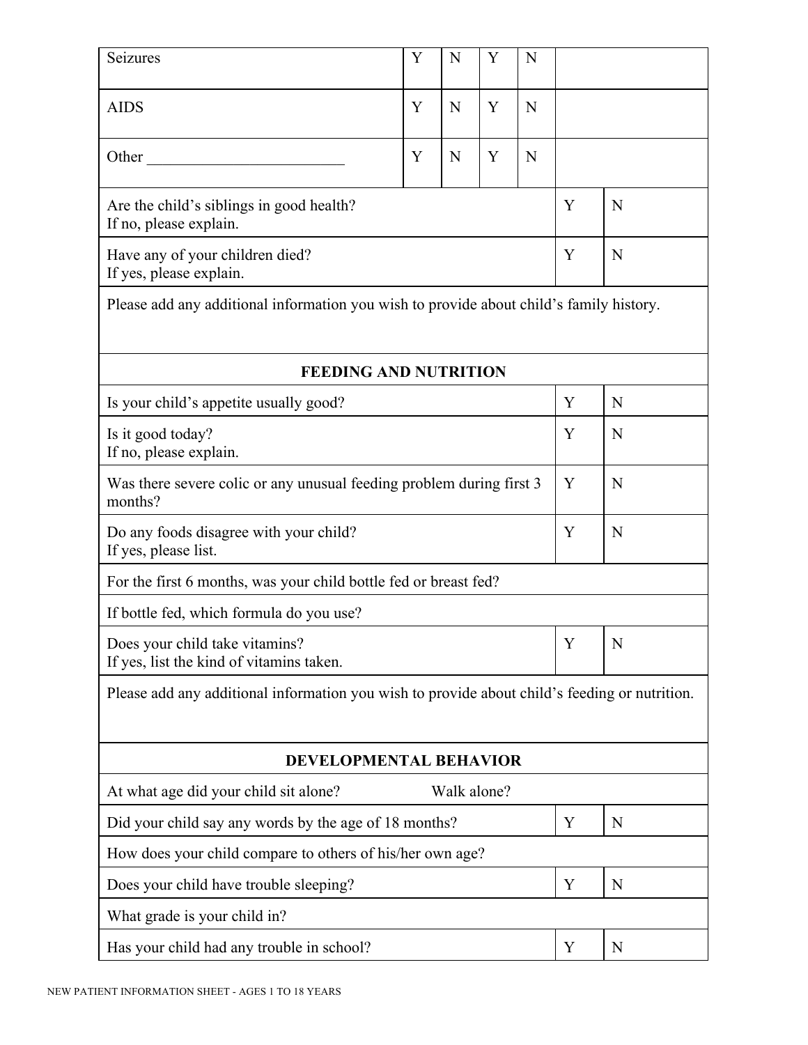| | | | | | |
|---|---|---|---|---|---|
| Seizures | Y | N | Y | N | |
| AIDS | Y | N | Y | N | |
| Other ________________________ | Y | N | Y | N | |

| | | |
|---|---|---|
| Are the child's siblings in good health?<br>If no, please explain. | Y | N |
| Have any of your children died?<br>If yes, please explain. | Y | N |
| Please add any additional information you wish to provide about child's family history. | | |

| **FEEDING AND NUTRITION** | | |
|---|---|---|
| Is your child's appetite usually good? | Y | N |
| Is it good today?<br>If no, please explain. | Y | N |
| Was there severe colic or any unusual feeding problem during first 3 months? | Y | N |
| Do any foods disagree with your child?<br>If yes, please list. | Y | N |
| For the first 6 months, was your child bottle fed or breast fed? | | |
| If bottle fed, which formula do you use? | | |
| Does your child take vitamins?<br>If yes, list the kind of vitamins taken. | Y | N |
| Please add any additional information you wish to provide about child's feeding or nutrition. | | |

| **DEVELOPMENTAL BEHAVIOR** | | |
|---|---|---|
| At what age did your child sit alone? Walk alone? | | |
| Did your child say any words by the age of 18 months? | Y | N |
| How does your child compare to others of his/her own age? | | |
| Does your child have trouble sleeping? | Y | N |
| What grade is your child in? | | |
| Has your child had any trouble in school? | Y | N |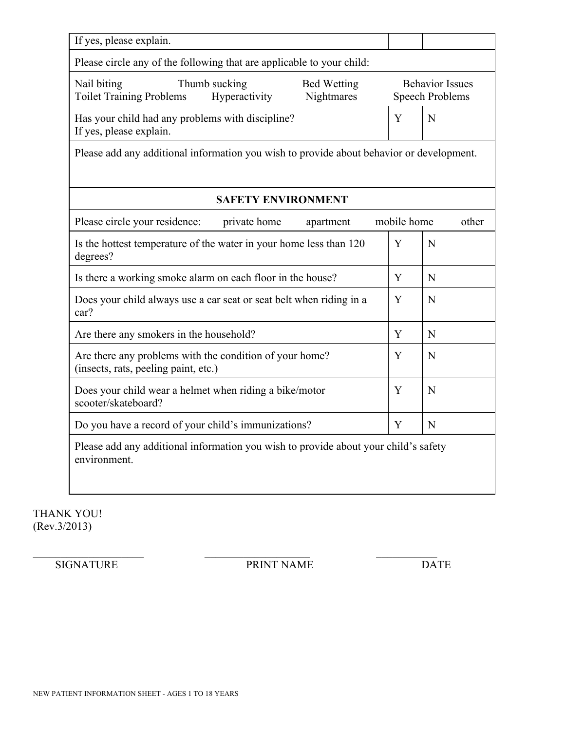| | | |
|---|---|---|
| If yes, please explain. | | |
| Please circle any of the following that are applicable to your child: | | |
| Nail biting Thumb sucking Bed Wetting Behavior Issues<br>Toilet Training Problems Hyperactivity Nightmares Speech Problems | | |
| Has your child had any problems with discipline?<br>If yes, please explain. | Y | N |
| Please add any additional information you wish to provide about behavior or development. | | |
| **SAFETY ENVIRONMENT** | | |
| Please circle your residence: private home apartment mobile home other | | |
| Is the hottest temperature of the water in your home less than 120 degrees? | Y | N |
| Is there a working smoke alarm on each floor in the house? | Y | N |
| Does your child always use a car seat or seat belt when riding in a car? | Y | N |
| Are there any smokers in the household? | Y | N |
| Are there any problems with the condition of your home?<br>(insects, rats, peeling paint, etc.) | Y | N |
| Does your child wear a helmet when riding a bike/motor scooter/skateboard? | Y | N |
| Do you have a record of your child's immunizations? | Y | N |
| Please add any additional information you wish to provide about your child's safety environment. | | |

THANK YOU!
(Rev.3/2013)

\_\_\_\_\_\_\_\_\_\_\_\_\_\_\_\_\_\_\_\_ \_\_\_\_\_\_\_\_\_\_\_\_\_\_\_\_\_\_\_\_ \_\_\_\_\_\_\_\_\_\_\_\_

SIGNATURE PRINT NAME DATE

NEW PATIENT INFORMATION SHEET - AGES 1 TO 18 YEARS